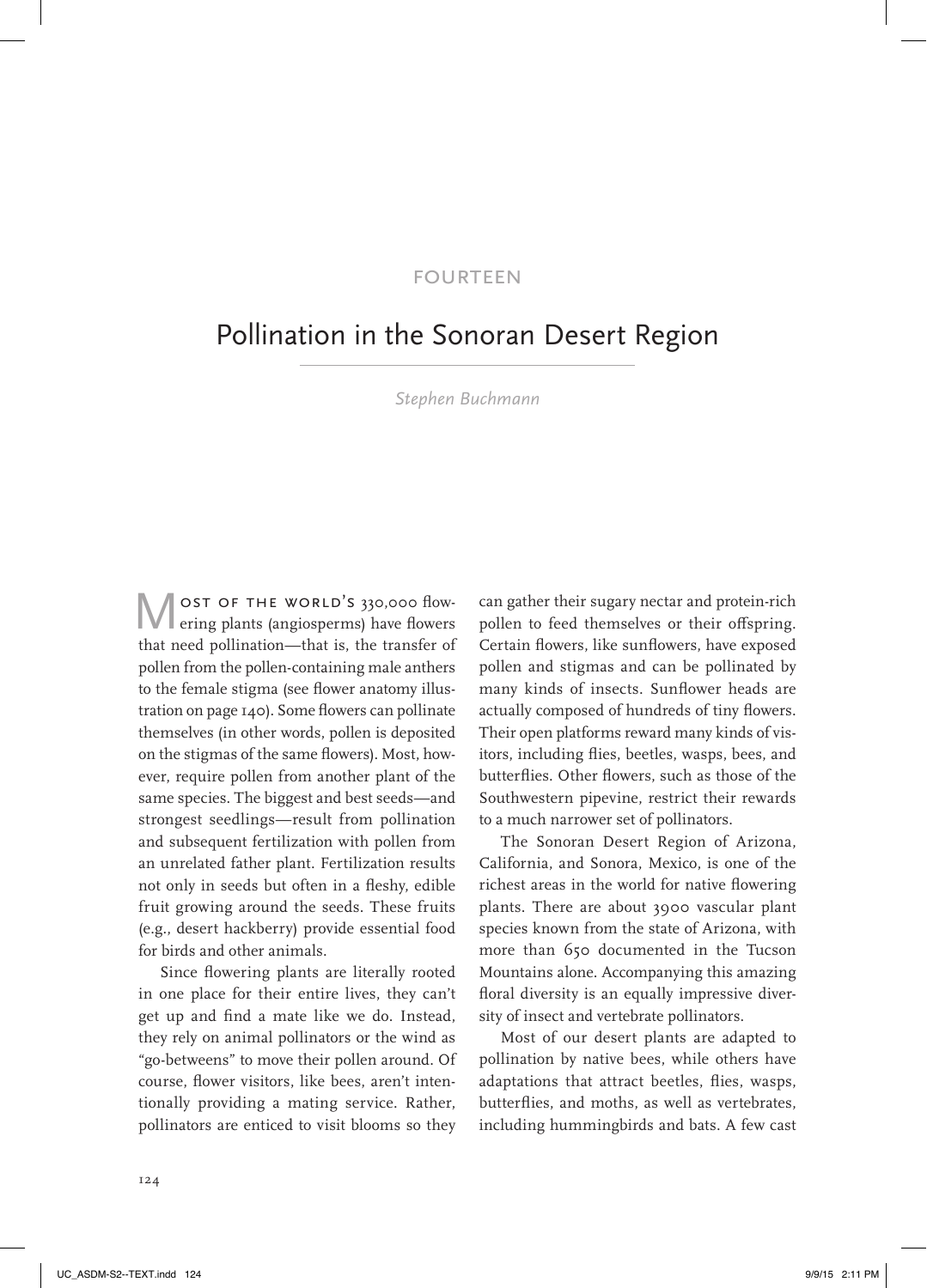FOURTEEN

# Pollination in the Sonoran Desert Region

*Stephen Buchmann*

Most of the world's 330,000 flowering plants (angiosperms) have flowers that need pollination—that is, the transfer of pollen from the pollen-containing male anthers to the female stigma (see flower anatomy illustration on page 140). Some flowers can pollinate themselves (in other words, pollen is deposited on the stigmas of the same flowers). Most, however, require pollen from another plant of the same species. The biggest and best seeds—and strongest seedlings—result from pollination and subsequent fertilization with pollen from an unrelated father plant. Fertilization results not only in seeds but often in a fleshy, edible fruit growing around the seeds. These fruits (e.g., desert hackberry) provide essential food for birds and other animals.

Since flowering plants are literally rooted in one place for their entire lives, they can't get up and find a mate like we do. Instead, they rely on animal pollinators or the wind as "go-betweens" to move their pollen around. Of course, flower visitors, like bees, aren't intentionally providing a mating service. Rather, pollinators are enticed to visit blooms so they can gather their sugary nectar and protein-rich pollen to feed themselves or their offspring. Certain flowers, like sunflowers, have exposed pollen and stigmas and can be pollinated by many kinds of insects. Sunflower heads are actually composed of hundreds of tiny flowers. Their open platforms reward many kinds of visitors, including flies, beetles, wasps, bees, and butterflies. Other flowers, such as those of the Southwestern pipevine, restrict their rewards to a much narrower set of pollinators.

The Sonoran Desert Region of Arizona, California, and Sonora, Mexico, is one of the richest areas in the world for native flowering plants. There are about 3900 vascular plant species known from the state of Arizona, with more than 650 documented in the Tucson Mountains alone. Accompanying this amazing floral diversity is an equally impressive diversity of insect and vertebrate pollinators.

Most of our desert plants are adapted to pollination by native bees, while others have adaptations that attract beetles, flies, wasps, butterflies, and moths, as well as vertebrates, including hummingbirds and bats. A few cast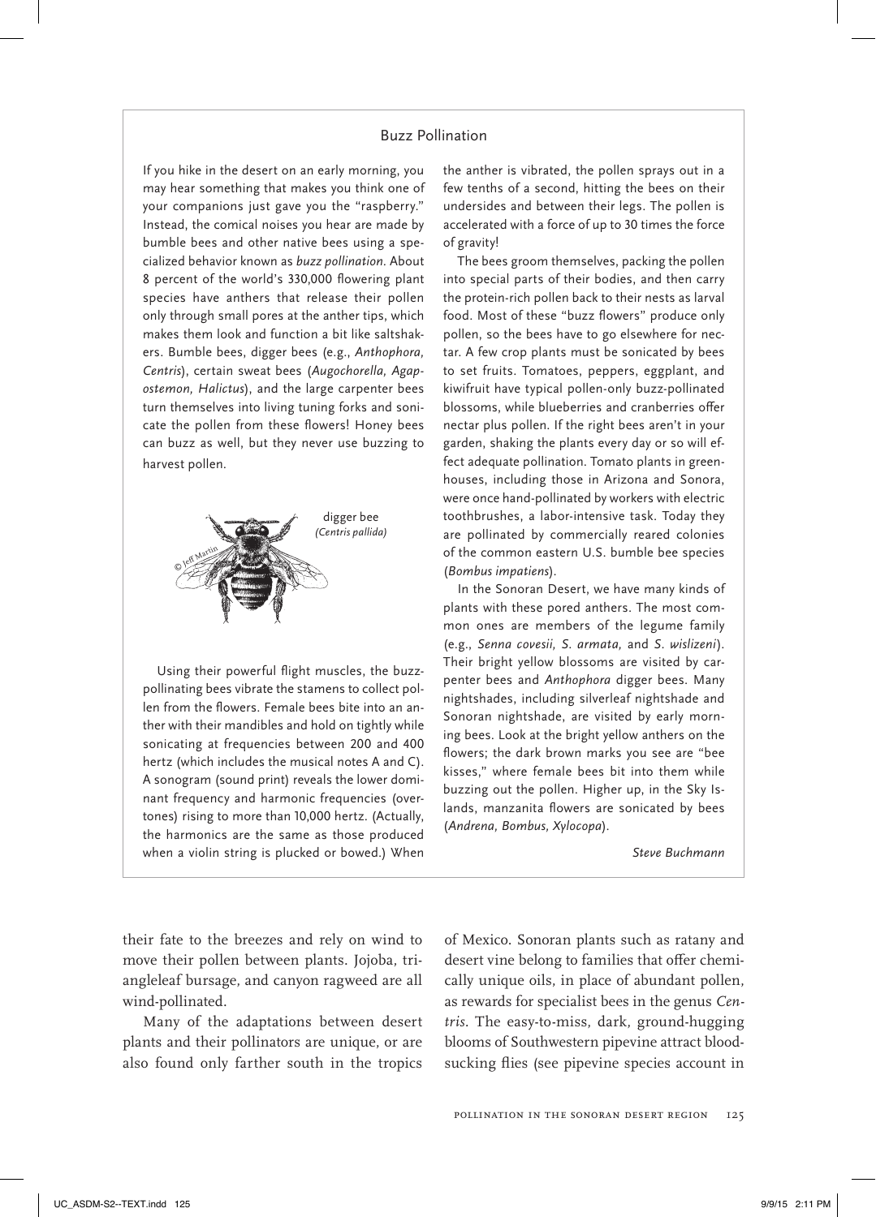## Buzz Pollination

If you hike in the desert on an early morning, you may hear something that makes you think one of your companions just gave you the "raspberry." Instead, the comical noises you hear are made by bumble bees and other native bees using a specialized behavior known as *buzz pollination*. About 8 percent of the world's 330,000 flowering plant species have anthers that release their pollen only through small pores at the anther tips, which makes them look and function a bit like saltshakers. Bumble bees, digger bees (e.g., *Anthophora, Centris*), certain sweat bees (*Augochorella, Agapostemon, Halictus*), and the large carpenter bees turn themselves into living tuning forks and sonicate the pollen from these flowers! Honey bees can buzz as well, but they never use buzzing to harvest pollen.

digger bee *(Centris pallida)*

© Jeff Martin

Using their powerful flight muscles, the buzz-pollinating bees vibrate the stamens to collect pollen from the flowers. Female bees bite into an anther with their mandibles and hold on tightly while sonicating at frequencies between 200 and 400 hertz (which includes the musical notes A and C). A sonogram (sound print) reveals the lower dominant frequency and harmonic frequencies (overtones) rising to more than 10,000 hertz. (Actually, the harmonics are the same as those produced when a violin string is plucked or bowed.) When the anther is vibrated, the pollen sprays out in a few tenths of a second, hitting the bees on their undersides and between their legs. The pollen is accelerated with a force of up to 30 times the force of gravity!

The bees groom themselves, packing the pollen into special parts of their bodies, and then carry the protein-rich pollen back to their nests as larval food. Most of these "buzz flowers" produce only pollen, so the bees have to go elsewhere for nectar. A few crop plants must be sonicated by bees to set fruits. Tomatoes, peppers, eggplant, and kiwifruit have typical pollen-only buzz-pollinated blossoms, while blueberries and cranberries offer nectar plus pollen. If the right bees aren't in your garden, shaking the plants every day or so will effect adequate pollination. Tomato plants in greenhouses, including those in Arizona and Sonora, were once hand-pollinated by workers with electric toothbrushes, a labor-intensive task. Today they are pollinated by commercially reared colonies of the common eastern U.S. bumble bee species (*Bombus impatiens*).

In the Sonoran Desert, we have many kinds of plants with these pored anthers. The most common ones are members of the legume family (e.g., *Senna covesii, S. armata,* and *S. wislizeni*). Their bright yellow blossoms are visited by carpenter bees and *Anthophora* digger bees. Many nightshades, including silverleaf nightshade and Sonoran nightshade, are visited by early morning bees. Look at the bright yellow anthers on the flowers; the dark brown marks you see are "bee kisses," where female bees bit into them while buzzing out the pollen. Higher up, in the Sky Islands, manzanita flowers are sonicated by bees (*Andrena, Bombus, Xylocopa*).

*Steve Buchmann*

their fate to the breezes and rely on wind to move their pollen between plants. Jojoba, triangleleaf bursage, and canyon ragweed are all wind-pollinated.

Many of the adaptations between desert plants and their pollinators are unique, or are also found only farther south in the tropics of Mexico. Sonoran plants such as ratany and desert vine belong to families that offer chemically unique oils, in place of abundant pollen, as rewards for specialist bees in the genus *Centris*. The easy-to-miss, dark, ground-hugging blooms of Southwestern pipevine attract bloodsucking flies (see pipevine species account in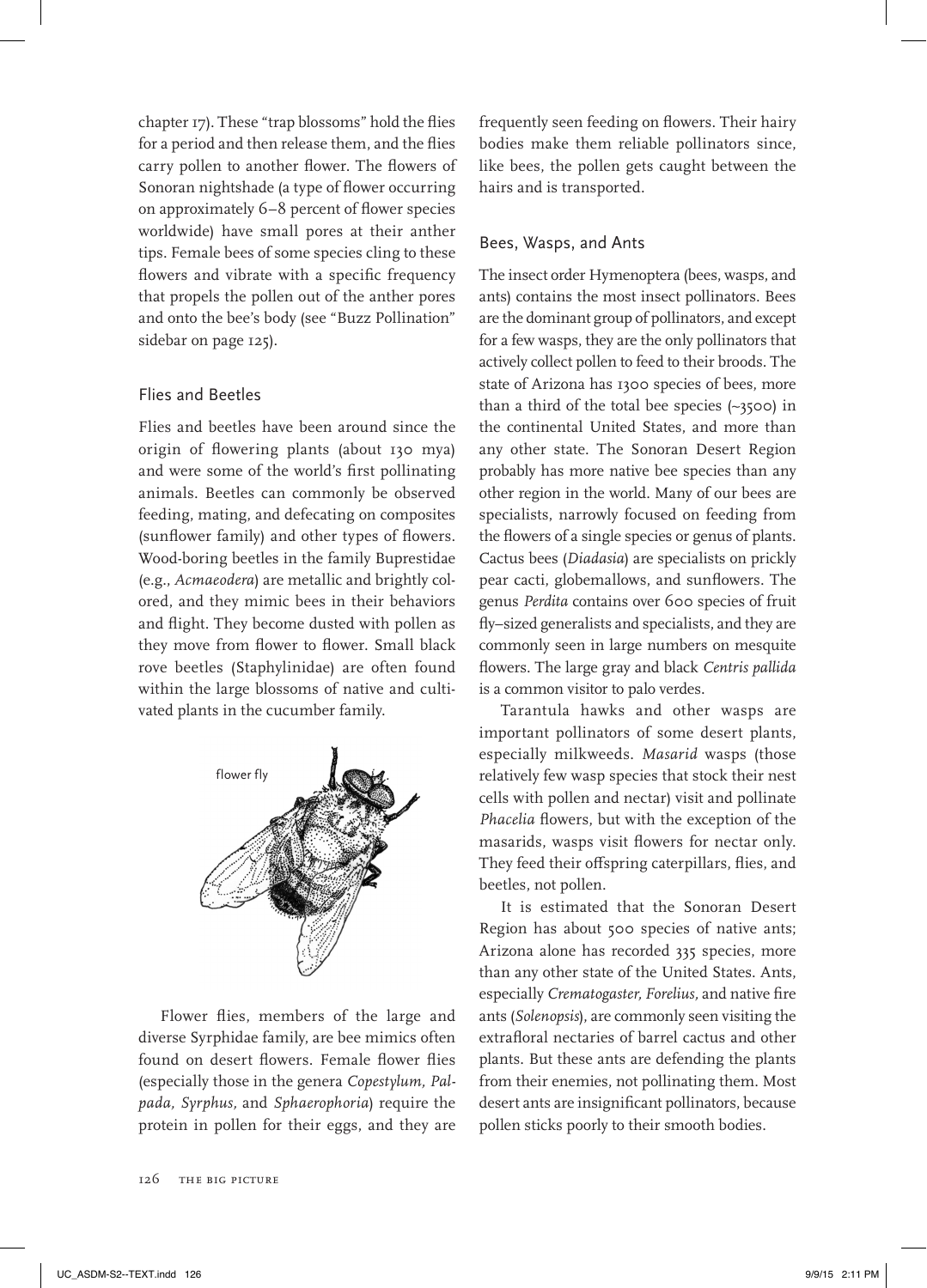chapter 17). These "trap blossoms" hold the flies for a period and then release them, and the flies carry pollen to another flower. The flowers of Sonoran nightshade (a type of flower occurring on approximately 6–8 percent of flower species worldwide) have small pores at their anther tips. Female bees of some species cling to these flowers and vibrate with a specific frequency that propels the pollen out of the anther pores and onto the bee's body (see "Buzz Pollination" sidebar on page 125).

## Flies and Beetles

Flies and beetles have been around since the origin of flowering plants (about 130 mya) and were some of the world's first pollinating animals. Beetles can commonly be observed feeding, mating, and defecating on composites (sunflower family) and other types of flowers. Wood-boring beetles in the family Buprestidae (e.g., *Acmaeodera*) are metallic and brightly colored, and they mimic bees in their behaviors and flight. They become dusted with pollen as they move from flower to flower. Small black rove beetles (Staphylinidae) are often found within the large blossoms of native and cultivated plants in the cucumber family.

flower fly

Flower flies, members of the large and diverse Syrphidae family, are bee mimics often found on desert flowers. Female flower flies (especially those in the genera *Copestylum, Palpada, Syrphus,* and *Sphaerophoria*) require the protein in pollen for their eggs, and they are frequently seen feeding on flowers. Their hairy bodies make them reliable pollinators since, like bees, the pollen gets caught between the hairs and is transported.

## Bees, Wasps, and Ants

The insect order Hymenoptera (bees, wasps, and ants) contains the most insect pollinators. Bees are the dominant group of pollinators, and except for a few wasps, they are the only pollinators that actively collect pollen to feed to their broods. The state of Arizona has 1300 species of bees, more than a third of the total bee species (~3500) in the continental United States, and more than any other state. The Sonoran Desert Region probably has more native bee species than any other region in the world. Many of our bees are specialists, narrowly focused on feeding from the flowers of a single species or genus of plants. Cactus bees (*Diadasia*) are specialists on prickly pear cacti, globemallows, and sunflowers. The genus *Perdita* contains over 600 species of fruit fly–sized generalists and specialists, and they are commonly seen in large numbers on mesquite flowers. The large gray and black *Centris pallida* is a common visitor to palo verdes.

Tarantula hawks and other wasps are important pollinators of some desert plants, especially milkweeds. *Masarid* wasps (those relatively few wasp species that stock their nest cells with pollen and nectar) visit and pollinate *Phacelia* flowers, but with the exception of the masarids, wasps visit flowers for nectar only. They feed their offspring caterpillars, flies, and beetles, not pollen.

It is estimated that the Sonoran Desert Region has about 500 species of native ants; Arizona alone has recorded 335 species, more than any other state of the United States. Ants, especially *Crematogaster, Forelius,* and native fire ants (*Solenopsis*), are commonly seen visiting the extrafloral nectaries of barrel cactus and other plants. But these ants are defending the plants from their enemies, not pollinating them. Most desert ants are insignificant pollinators, because pollen sticks poorly to their smooth bodies.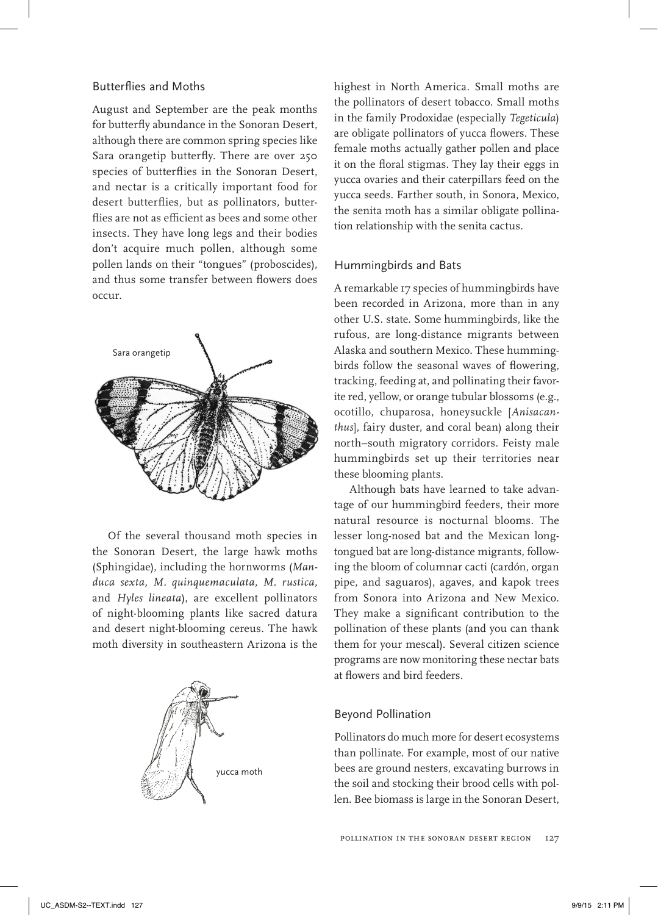### Butterflies and Moths

August and September are the peak months for butterfly abundance in the Sonoran Desert, although there are common spring species like Sara orangetip butterfly. There are over 250 species of butterflies in the Sonoran Desert, and nectar is a critically important food for desert butterflies, but as pollinators, butterflies are not as efficient as bees and some other insects. They have long legs and their bodies don't acquire much pollen, although some pollen lands on their "tongues" (proboscides), and thus some transfer between flowers does occur.

Sara orangetip

Of the several thousand moth species in the Sonoran Desert, the large hawk moths (Sphingidae), including the hornworms (*Manduca sexta, M. quinquemaculata, M. rustica,* and *Hyles lineata*), are excellent pollinators of night-blooming plants like sacred datura and desert night-blooming cereus. The hawk moth diversity in southeastern Arizona is the highest in North America. Small moths are the pollinators of desert tobacco. Small moths in the family Prodoxidae (especially *Tegeticula*) are obligate pollinators of yucca flowers. These female moths actually gather pollen and place it on the floral stigmas. They lay their eggs in yucca ovaries and their caterpillars feed on the yucca seeds. Farther south, in Sonora, Mexico, the senita moth has a similar obligate pollination relationship with the senita cactus.

yucca moth

### Hummingbirds and Bats

A remarkable 17 species of hummingbirds have been recorded in Arizona, more than in any other U.S. state. Some hummingbirds, like the rufous, are long-distance migrants between Alaska and southern Mexico. These hummingbirds follow the seasonal waves of flowering, tracking, feeding at, and pollinating their favorite red, yellow, or orange tubular blossoms (e.g., ocotillo, chuparosa, honeysuckle [*Anisacanthus*], fairy duster, and coral bean) along their north–south migratory corridors. Feisty male hummingbirds set up their territories near these blooming plants.

Although bats have learned to take advantage of our hummingbird feeders, their more natural resource is nocturnal blooms. The lesser long-nosed bat and the Mexican long-tongued bat are long-distance migrants, following the bloom of columnar cacti (cardón, organ pipe, and saguaros), agaves, and kapok trees from Sonora into Arizona and New Mexico. They make a significant contribution to the pollination of these plants (and you can thank them for your mescal). Several citizen science programs are now monitoring these nectar bats at flowers and bird feeders.

### Beyond Pollination

Pollinators do much more for desert ecosystems than pollinate. For example, most of our native bees are ground nesters, excavating burrows in the soil and stocking their brood cells with pollen. Bee biomass is large in the Sonoran Desert,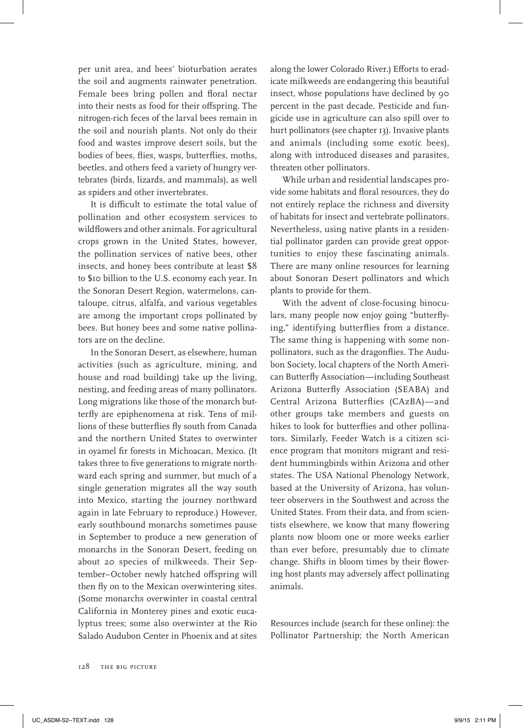per unit area, and bees' bioturbation aerates the soil and augments rainwater penetration. Female bees bring pollen and floral nectar into their nests as food for their offspring. The nitrogen-rich feces of the larval bees remain in the soil and nourish plants. Not only do their food and wastes improve desert soils, but the bodies of bees, flies, wasps, butterflies, moths, beetles, and others feed a variety of hungry vertebrates (birds, lizards, and mammals), as well as spiders and other invertebrates.

It is difficult to estimate the total value of pollination and other ecosystem services to wildflowers and other animals. For agricultural crops grown in the United States, however, the pollination services of native bees, other insects, and honey bees contribute at least $8 to $10 billion to the U.S. economy each year. In the Sonoran Desert Region, watermelons, cantaloupe, citrus, alfalfa, and various vegetables are among the important crops pollinated by bees. But honey bees and some native pollinators are on the decline.

In the Sonoran Desert, as elsewhere, human activities (such as agriculture, mining, and house and road building) take up the living, nesting, and feeding areas of many pollinators. Long migrations like those of the monarch butterfly are epiphenomena at risk. Tens of millions of these butterflies fly south from Canada and the northern United States to overwinter in oyamel fir forests in Michoacan, Mexico. (It takes three to five generations to migrate northward each spring and summer, but much of a single generation migrates all the way south into Mexico, starting the journey northward again in late February to reproduce.) However, early southbound monarchs sometimes pause in September to produce a new generation of monarchs in the Sonoran Desert, feeding on about 20 species of milkweeds. Their September–October newly hatched offspring will then fly on to the Mexican overwintering sites. (Some monarchs overwinter in coastal central California in Monterey pines and exotic eucalyptus trees; some also overwinter at the Rio Salado Audubon Center in Phoenix and at sites along the lower Colorado River.) Efforts to eradicate milkweeds are endangering this beautiful insect, whose populations have declined by 90 percent in the past decade. Pesticide and fungicide use in agriculture can also spill over to hurt pollinators (see chapter 13). Invasive plants and animals (including some exotic bees), along with introduced diseases and parasites, threaten other pollinators.

While urban and residential landscapes provide some habitats and floral resources, they do not entirely replace the richness and diversity of habitats for insect and vertebrate pollinators. Nevertheless, using native plants in a residential pollinator garden can provide great opportunities to enjoy these fascinating animals. There are many online resources for learning about Sonoran Desert pollinators and which plants to provide for them.

With the advent of close-focusing binoculars, many people now enjoy going "butterflying," identifying butterflies from a distance. The same thing is happening with some nonpollinators, such as the dragonflies. The Audubon Society, local chapters of the North American Butterfly Association—including Southeast Arizona Butterfly Association (SEABA) and Central Arizona Butterflies (CAzBA)—and other groups take members and guests on hikes to look for butterflies and other pollinators. Similarly, Feeder Watch is a citizen science program that monitors migrant and resident hummingbirds within Arizona and other states. The USA National Phenology Network, based at the University of Arizona, has volunteer observers in the Southwest and across the United States. From their data, and from scientists elsewhere, we know that many flowering plants now bloom one or more weeks earlier than ever before, presumably due to climate change. Shifts in bloom times by their flowering host plants may adversely affect pollinating animals.

Resources include (search for these online): the Pollinator Partnership; the North American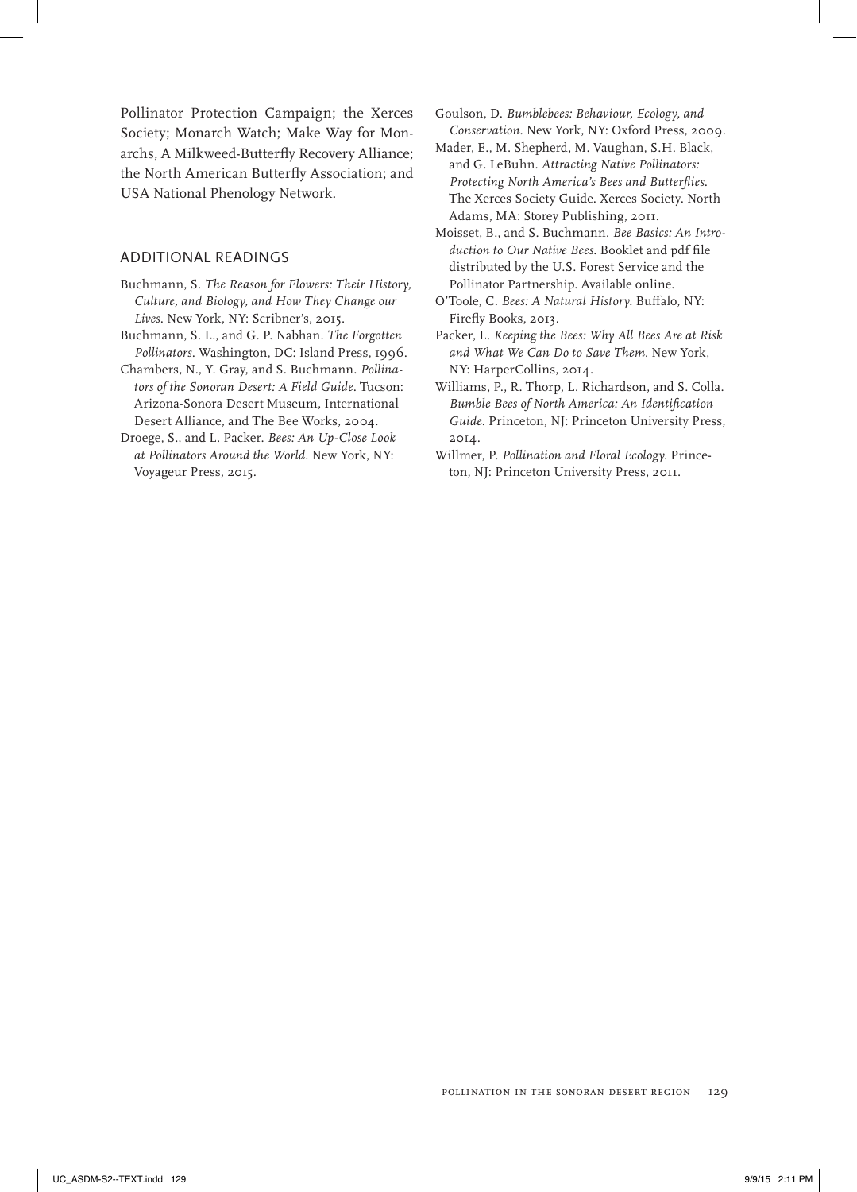Pollinator Protection Campaign; the Xerces Society; Monarch Watch; Make Way for Monarchs, A Milkweed-Butterfly Recovery Alliance; the North American Butterfly Association; and USA National Phenology Network.

## ADDITIONAL READINGS

Buchmann, S. *The Reason for Flowers: Their History, Culture, and Biology, and How They Change our Lives*. New York, NY: Scribner's, 2015.

Buchmann, S. L., and G. P. Nabhan. *The Forgotten Pollinators*. Washington, DC: Island Press, 1996.

Chambers, N., Y. Gray, and S. Buchmann. *Pollinators of the Sonoran Desert: A Field Guide*. Tucson: Arizona-Sonora Desert Museum, International Desert Alliance, and The Bee Works, 2004.

Droege, S., and L. Packer. *Bees: An Up-Close Look at Pollinators Around the World*. New York, NY: Voyageur Press, 2015.

Goulson, D. *Bumblebees: Behaviour, Ecology, and Conservation*. New York, NY: Oxford Press, 2009.

Mader, E., M. Shepherd, M. Vaughan, S.H. Black, and G. LeBuhn. *Attracting Native Pollinators: Protecting North America's Bees and Butterflies*. The Xerces Society Guide. Xerces Society. North Adams, MA: Storey Publishing, 2011.

Moisset, B., and S. Buchmann. *Bee Basics: An Introduction to Our Native Bees*. Booklet and pdf file distributed by the U.S. Forest Service and the Pollinator Partnership. Available online.

O'Toole, C. *Bees: A Natural History*. Buffalo, NY: Firefly Books, 2013.

Packer, L. *Keeping the Bees: Why All Bees Are at Risk and What We Can Do to Save Them*. New York, NY: HarperCollins, 2014.

Williams, P., R. Thorp, L. Richardson, and S. Colla. *Bumble Bees of North America: An Identification Guide*. Princeton, NJ: Princeton University Press, 2014.

Willmer, P. *Pollination and Floral Ecology*. Princeton, NJ: Princeton University Press, 2011.